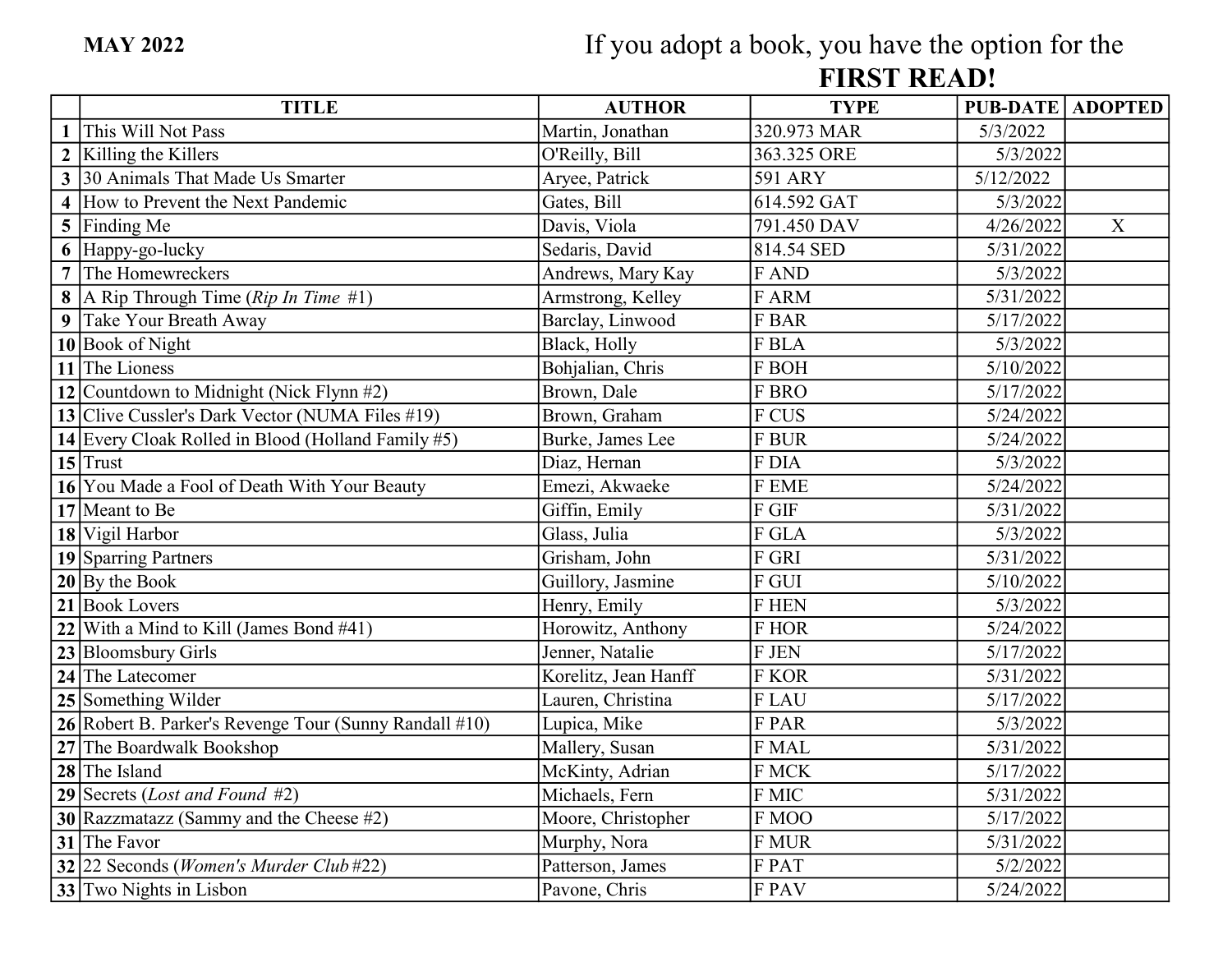**MAY 2022**

If you adopt a book, you have the option for the **FIRST READ!**

| | TITLE | AUTHOR | TYPE | PUB-DATE | ADOPTED |
|---|---|---|---|---|---|
| 1 | This Will Not Pass | Martin, Jonathan | 320.973 MAR | 5/3/2022 | |
| 2 | Killing the Killers | O'Reilly, Bill | 363.325 ORE | 5/3/2022 | |
| 3 | 30 Animals That Made Us Smarter | Aryee, Patrick | 591 ARY | 5/12/2022 | |
| 4 | How to Prevent the Next Pandemic | Gates, Bill | 614.592 GAT | 5/3/2022 | |
| 5 | Finding Me | Davis, Viola | 791.450 DAV | 4/26/2022 | X |
| 6 | Happy-go-lucky | Sedaris, David | 814.54 SED | 5/31/2022 | |
| 7 | The Homewreckers | Andrews, Mary Kay | F AND | 5/3/2022 | |
| 8 | A Rip Through Time (*Rip In Time* #1) | Armstrong, Kelley | F ARM | 5/31/2022 | |
| 9 | Take Your Breath Away | Barclay, Linwood | F BAR | 5/17/2022 | |
| 10 | Book of Night | Black, Holly | F BLA | 5/3/2022 | |
| 11 | The Lioness | Bohjalian, Chris | F BOH | 5/10/2022 | |
| 12 | Countdown to Midnight (Nick Flynn #2) | Brown, Dale | F BRO | 5/17/2022 | |
| 13 | Clive Cussler's Dark Vector (NUMA Files #19) | Brown, Graham | F CUS | 5/24/2022 | |
| 14 | Every Cloak Rolled in Blood (Holland Family #5) | Burke, James Lee | F BUR | 5/24/2022 | |
| 15 | Trust | Diaz, Hernan | F DIA | 5/3/2022 | |
| 16 | You Made a Fool of Death With Your Beauty | Emezi, Akwaeke | F EME | 5/24/2022 | |
| 17 | Meant to Be | Giffin, Emily | F GIF | 5/31/2022 | |
| 18 | Vigil Harbor | Glass, Julia | F GLA | 5/3/2022 | |
| 19 | Sparring Partners | Grisham, John | F GRI | 5/31/2022 | |
| 20 | By the Book | Guillory, Jasmine | F GUI | 5/10/2022 | |
| 21 | Book Lovers | Henry, Emily | F HEN | 5/3/2022 | |
| 22 | With a Mind to Kill (James Bond #41) | Horowitz, Anthony | F HOR | 5/24/2022 | |
| 23 | Bloomsbury Girls | Jenner, Natalie | F JEN | 5/17/2022 | |
| 24 | The Latecomer | Korelitz, Jean Hanff | F KOR | 5/31/2022 | |
| 25 | Something Wilder | Lauren, Christina | F LAU | 5/17/2022 | |
| 26 | Robert B. Parker's Revenge Tour (Sunny Randall #10) | Lupica, Mike | F PAR | 5/3/2022 | |
| 27 | The Boardwalk Bookshop | Mallery, Susan | F MAL | 5/31/2022 | |
| 28 | The Island | McKinty, Adrian | F MCK | 5/17/2022 | |
| 29 | Secrets (*Lost and Found* #2) | Michaels, Fern | F MIC | 5/31/2022 | |
| 30 | Razzmatazz (Sammy and the Cheese #2) | Moore, Christopher | F MOO | 5/17/2022 | |
| 31 | The Favor | Murphy, Nora | F MUR | 5/31/2022 | |
| 32 | 22 Seconds (*Women's Murder Club* #22) | Patterson, James | F PAT | 5/2/2022 | |
| 33 | Two Nights in Lisbon | Pavone, Chris | F PAV | 5/24/2022 | |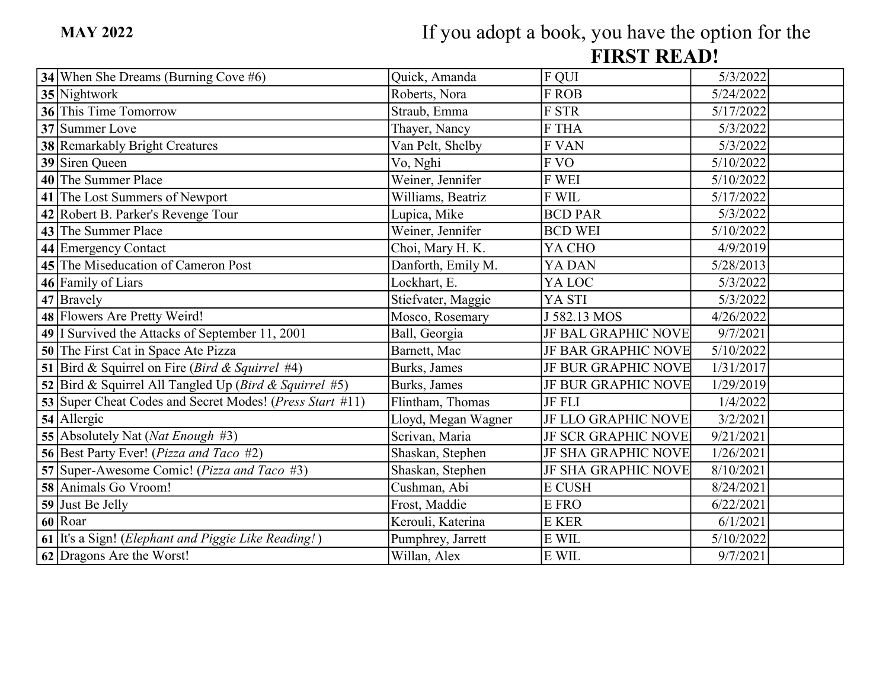**MAY 2022**

If you adopt a book, you have the option for the **FIRST READ!**

| | | | | | |
|---|---|---|---|---|---|
| **34** | When She Dreams (Burning Cove #6) | Quick, Amanda | F QUI | 5/3/2022 | |
| **35** | Nightwork | Roberts, Nora | F ROB | 5/24/2022 | |
| **36** | This Time Tomorrow | Straub, Emma | F STR | 5/17/2022 | |
| **37** | Summer Love | Thayer, Nancy | F THA | 5/3/2022 | |
| **38** | Remarkably Bright Creatures | Van Pelt, Shelby | F VAN | 5/3/2022 | |
| **39** | Siren Queen | Vo, Nghi | F VO | 5/10/2022 | |
| **40** | The Summer Place | Weiner, Jennifer | F WEI | 5/10/2022 | |
| **41** | The Lost Summers of Newport | Williams, Beatriz | F WIL | 5/17/2022 | |
| **42** | Robert B. Parker's Revenge Tour | Lupica, Mike | BCD PAR | 5/3/2022 | |
| **43** | The Summer Place | Weiner, Jennifer | BCD WEI | 5/10/2022 | |
| **44** | Emergency Contact | Choi, Mary H. K. | YA CHO | 4/9/2019 | |
| **45** | The Miseducation of Cameron Post | Danforth, Emily M. | YA DAN | 5/28/2013 | |
| **46** | Family of Liars | Lockhart, E. | YA LOC | 5/3/2022 | |
| **47** | Bravely | Stiefvater, Maggie | YA STI | 5/3/2022 | |
| **48** | Flowers Are Pretty Weird! | Mosco, Rosemary | J 582.13 MOS | 4/26/2022 | |
| **49** | I Survived the Attacks of September 11, 2001 | Ball, Georgia | JF BAL GRAPHIC NOVE | 9/7/2021 | |
| **50** | The First Cat in Space Ate Pizza | Barnett, Mac | JF BAR GRAPHIC NOVE | 5/10/2022 | |
| **51** | Bird & Squirrel on Fire (*Bird & Squirrel* #4) | Burks, James | JF BUR GRAPHIC NOVE | 1/31/2017 | |
| **52** | Bird & Squirrel All Tangled Up (*Bird & Squirrel* #5) | Burks, James | JF BUR GRAPHIC NOVE | 1/29/2019 | |
| **53** | Super Cheat Codes and Secret Modes! (*Press Start* #11) | Flintham, Thomas | JF FLI | 1/4/2022 | |
| **54** | Allergic | Lloyd, Megan Wagner | JF LLO GRAPHIC NOVE | 3/2/2021 | |
| **55** | Absolutely Nat (*Nat Enough* #3) | Scrivan, Maria | JF SCR GRAPHIC NOVE | 9/21/2021 | |
| **56** | Best Party Ever! (*Pizza and Taco* #2) | Shaskan, Stephen | JF SHA GRAPHIC NOVE | 1/26/2021 | |
| **57** | Super-Awesome Comic! (*Pizza and Taco* #3) | Shaskan, Stephen | JF SHA GRAPHIC NOVE | 8/10/2021 | |
| **58** | Animals Go Vroom! | Cushman, Abi | E CUSH | 8/24/2021 | |
| **59** | Just Be Jelly | Frost, Maddie | E FRO | 6/22/2021 | |
| **60** | Roar | Kerouli, Katerina | E KER | 6/1/2021 | |
| **61** | It's a Sign! (*Elephant and Piggie Like Reading!*) | Pumphrey, Jarrett | E WIL | 5/10/2022 | |
| **62** | Dragons Are the Worst! | Willan, Alex | E WIL | 9/7/2021 | |